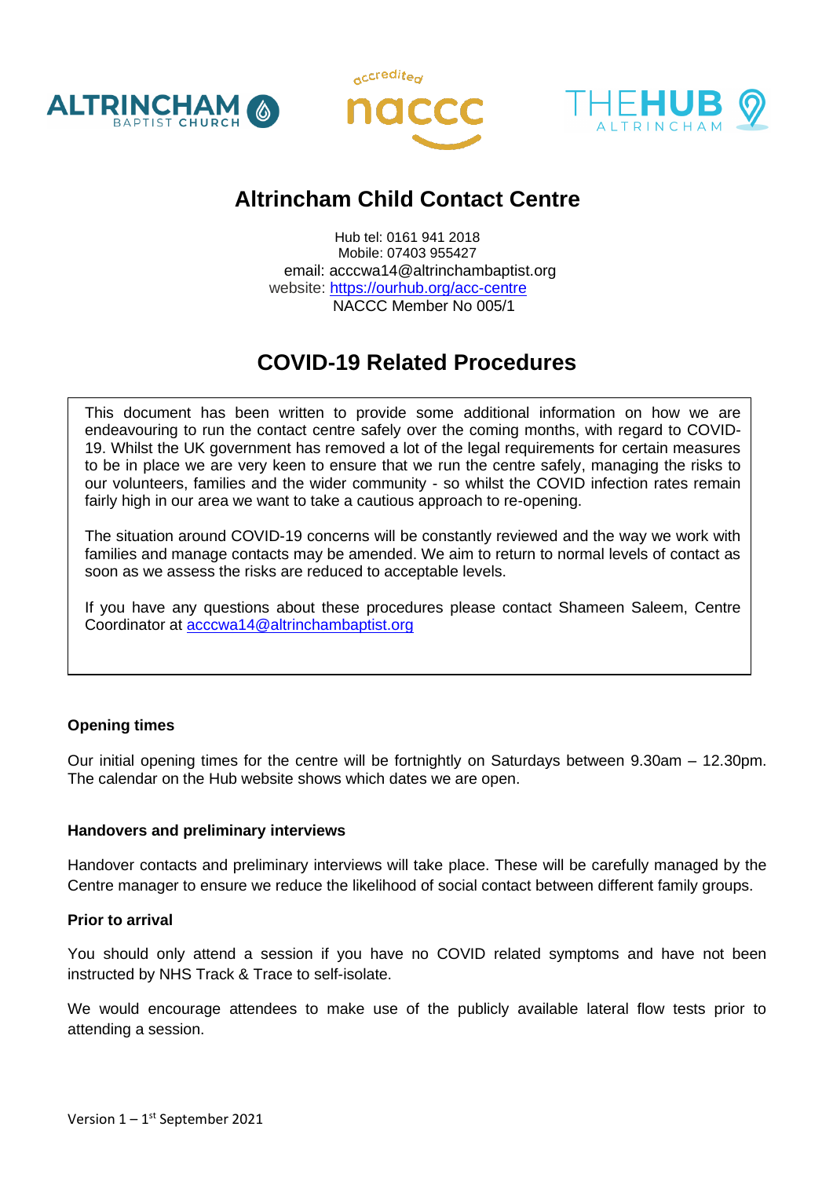# Altrincham Child Contact Centre

Hub tel: 0161 941 2018
Mobile: 07403 955427
email: acccwa14@altrinchambaptist.org
website: https://ourhub.org/acc-centre
NACCC Member No 005/1

## COVID-19 Related Procedures

This document has been written to provide some additional information on how we are endeavouring to run the contact centre safely over the coming months, with regard to COVID-19. Whilst the UK government has removed a lot of the legal requirements for certain measures to be in place we are very keen to ensure that we run the centre safely, managing the risks to our volunteers, families and the wider community - so whilst the COVID infection rates remain fairly high in our area we want to take a cautious approach to re-opening.

The situation around COVID-19 concerns will be constantly reviewed and the way we work with families and manage contacts may be amended. We aim to return to normal levels of contact as soon as we assess the risks are reduced to acceptable levels.

If you have any questions about these procedures please contact Shameen Saleem, Centre Coordinator at acccwa14@altrinchambaptist.org

**Opening times**

Our initial opening times for the centre will be fortnightly on Saturdays between 9.30am – 12.30pm. The calendar on the Hub website shows which dates we are open.

**Handovers and preliminary interviews**

Handover contacts and preliminary interviews will take place. These will be carefully managed by the Centre manager to ensure we reduce the likelihood of social contact between different family groups.

**Prior to arrival**

You should only attend a session if you have no COVID related symptoms and have not been instructed by NHS Track & Trace to self-isolate.

We would encourage attendees to make use of the publicly available lateral flow tests prior to attending a session.

Version 1 – 1st September 2021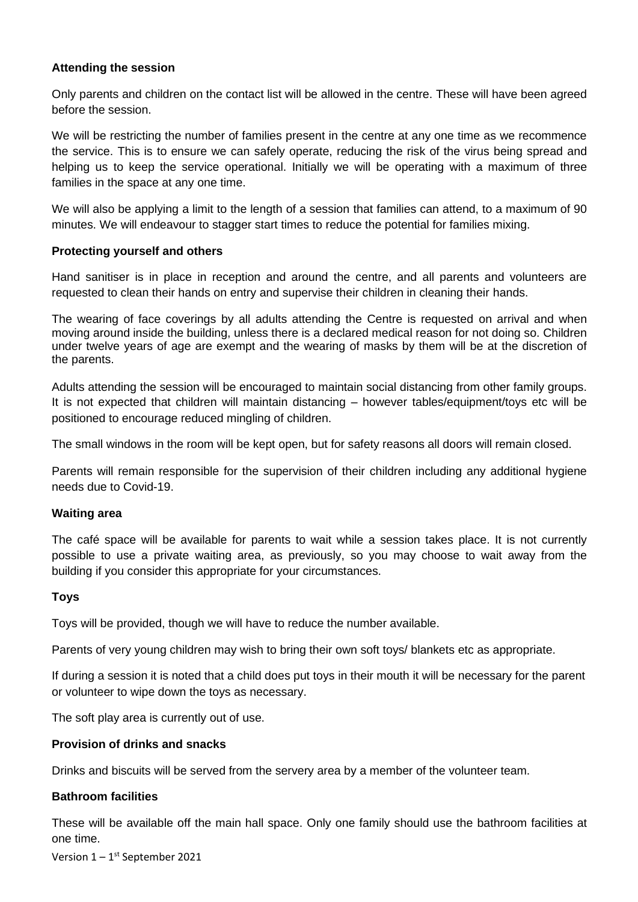**Attending the session**

Only parents and children on the contact list will be allowed in the centre. These will have been agreed before the session.

We will be restricting the number of families present in the centre at any one time as we recommence the service. This is to ensure we can safely operate, reducing the risk of the virus being spread and helping us to keep the service operational. Initially we will be operating with a maximum of three families in the space at any one time.

We will also be applying a limit to the length of a session that families can attend, to a maximum of 90 minutes. We will endeavour to stagger start times to reduce the potential for families mixing.

**Protecting yourself and others**

Hand sanitiser is in place in reception and around the centre, and all parents and volunteers are requested to clean their hands on entry and supervise their children in cleaning their hands.

The wearing of face coverings by all adults attending the Centre is requested on arrival and when moving around inside the building, unless there is a declared medical reason for not doing so. Children under twelve years of age are exempt and the wearing of masks by them will be at the discretion of the parents.

Adults attending the session will be encouraged to maintain social distancing from other family groups. It is not expected that children will maintain distancing – however tables/equipment/toys etc will be positioned to encourage reduced mingling of children.

The small windows in the room will be kept open, but for safety reasons all doors will remain closed.

Parents will remain responsible for the supervision of their children including any additional hygiene needs due to Covid-19.

**Waiting area**

The café space will be available for parents to wait while a session takes place. It is not currently possible to use a private waiting area, as previously, so you may choose to wait away from the building if you consider this appropriate for your circumstances.

**Toys**

Toys will be provided, though we will have to reduce the number available.

Parents of very young children may wish to bring their own soft toys/ blankets etc as appropriate.

If during a session it is noted that a child does put toys in their mouth it will be necessary for the parent or volunteer to wipe down the toys as necessary.

The soft play area is currently out of use.

**Provision of drinks and snacks**

Drinks and biscuits will be served from the servery area by a member of the volunteer team.

**Bathroom facilities**

These will be available off the main hall space. Only one family should use the bathroom facilities at one time.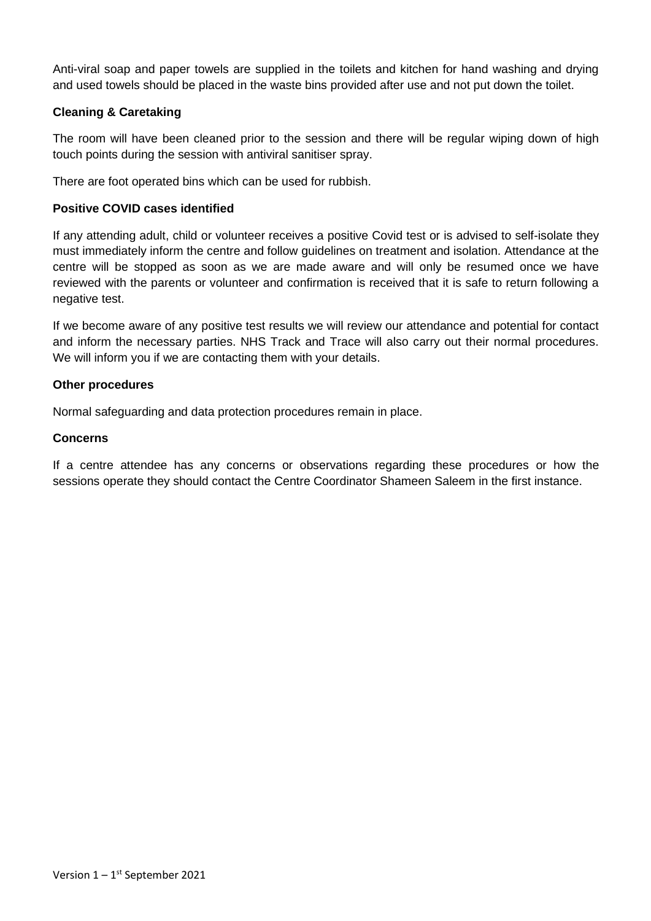Anti-viral soap and paper towels are supplied in the toilets and kitchen for hand washing and drying and used towels should be placed in the waste bins provided after use and not put down the toilet.

**Cleaning & Caretaking**

The room will have been cleaned prior to the session and there will be regular wiping down of high touch points during the session with antiviral sanitiser spray.

There are foot operated bins which can be used for rubbish.

**Positive COVID cases identified**

If any attending adult, child or volunteer receives a positive Covid test or is advised to self-isolate they must immediately inform the centre and follow guidelines on treatment and isolation. Attendance at the centre will be stopped as soon as we are made aware and will only be resumed once we have reviewed with the parents or volunteer and confirmation is received that it is safe to return following a negative test.

If we become aware of any positive test results we will review our attendance and potential for contact and inform the necessary parties. NHS Track and Trace will also carry out their normal procedures. We will inform you if we are contacting them with your details.

**Other procedures**

Normal safeguarding and data protection procedures remain in place.

**Concerns**

If a centre attendee has any concerns or observations regarding these procedures or how the sessions operate they should contact the Centre Coordinator Shameen Saleem in the first instance.